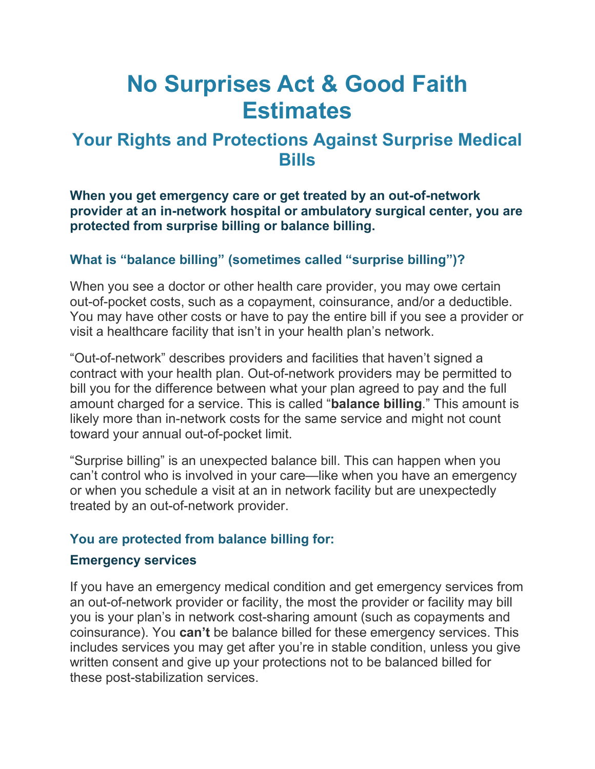# No Surprises Act & Good Faith Estimates

## Your Rights and Protections Against Surprise Medical Bills

**When you get emergency care or get treated by an out-of-network provider at an in-network hospital or ambulatory surgical center, you are protected from surprise billing or balance billing.**

### What is "balance billing" (sometimes called "surprise billing")?

When you see a doctor or other health care provider, you may owe certain out-of-pocket costs, such as a copayment, coinsurance, and/or a deductible. You may have other costs or have to pay the entire bill if you see a provider or visit a healthcare facility that isn't in your health plan's network.

"Out-of-network" describes providers and facilities that haven't signed a contract with your health plan. Out-of-network providers may be permitted to bill you for the difference between what your plan agreed to pay and the full amount charged for a service. This is called "**balance billing**." This amount is likely more than in-network costs for the same service and might not count toward your annual out-of-pocket limit.

"Surprise billing" is an unexpected balance bill. This can happen when you can't control who is involved in your care—like when you have an emergency or when you schedule a visit at an in network facility but are unexpectedly treated by an out-of-network provider.

### You are protected from balance billing for:

#### Emergency services

If you have an emergency medical condition and get emergency services from an out-of-network provider or facility, the most the provider or facility may bill you is your plan's in network cost-sharing amount (such as copayments and coinsurance). You **can't** be balance billed for these emergency services. This includes services you may get after you're in stable condition, unless you give written consent and give up your protections not to be balanced billed for these post-stabilization services.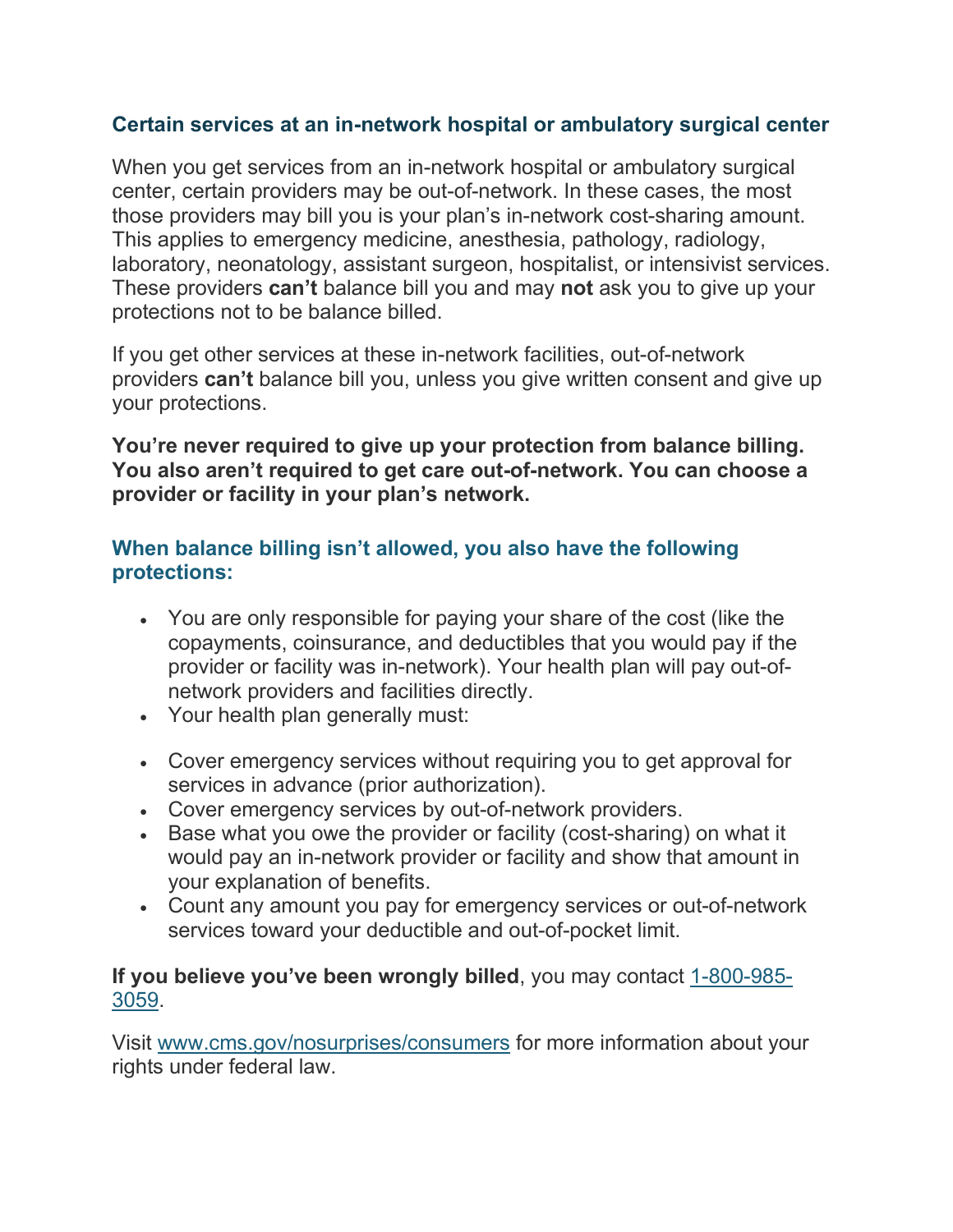### Certain services at an in-network hospital or ambulatory surgical center

When you get services from an in-network hospital or ambulatory surgical center, certain providers may be out-of-network. In these cases, the most those providers may bill you is your plan's in-network cost-sharing amount. This applies to emergency medicine, anesthesia, pathology, radiology, laboratory, neonatology, assistant surgeon, hospitalist, or intensivist services. These providers **can't** balance bill you and may **not** ask you to give up your protections not to be balance billed.

If you get other services at these in-network facilities, out-of-network providers **can't** balance bill you, unless you give written consent and give up your protections.

**You're never required to give up your protection from balance billing. You also aren't required to get care out-of-network. You can choose a provider or facility in your plan's network.**

### When balance billing isn't allowed, you also have the following protections:

- You are only responsible for paying your share of the cost (like the copayments, coinsurance, and deductibles that you would pay if the provider or facility was in-network). Your health plan will pay out-of-network providers and facilities directly.
- Your health plan generally must:

- Cover emergency services without requiring you to get approval for services in advance (prior authorization).
- Cover emergency services by out-of-network providers.
- Base what you owe the provider or facility (cost-sharing) on what it would pay an in-network provider or facility and show that amount in your explanation of benefits.
- Count any amount you pay for emergency services or out-of-network services toward your deductible and out-of-pocket limit.

**If you believe you've been wrongly billed**, you may contact 1-800-985-3059.

Visit www.cms.gov/nosurprises/consumers for more information about your rights under federal law.